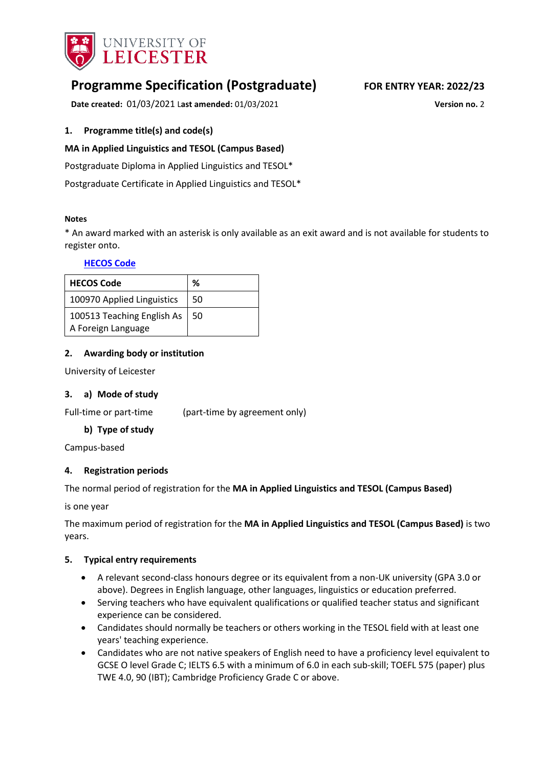UNIVERSITY OF LEICESTER

# Programme Specification (Postgraduate)

**FOR ENTRY YEAR: 2022/23**

**Date created:** 01/03/2021 **Last amended:** 01/03/2021

**Version no.** 2

## 1. Programme title(s) and code(s)

**MA in Applied Linguistics and TESOL (Campus Based)**

Postgraduate Diploma in Applied Linguistics and TESOL*

Postgraduate Certificate in Applied Linguistics and TESOL*

**Notes**

* An award marked with an asterisk is only available as an exit award and is not available for students to register onto.

**HECOS Code**

| HECOS Code | % |
| --- | --- |
| 100970 Applied Linguistics | 50 |
| 100513 Teaching English As A Foreign Language | 50 |

## 2. Awarding body or institution

University of Leicester

## 3. a) Mode of study

Full-time or part-time (part-time by agreement only)

### b) Type of study

Campus-based

## 4. Registration periods

The normal period of registration for the **MA in Applied Linguistics and TESOL (Campus Based)** is one year

The maximum period of registration for the **MA in Applied Linguistics and TESOL (Campus Based)** is two years.

## 5. Typical entry requirements

- A relevant second-class honours degree or its equivalent from a non-UK university (GPA 3.0 or above). Degrees in English language, other languages, linguistics or education preferred.
- Serving teachers who have equivalent qualifications or qualified teacher status and significant experience can be considered.
- Candidates should normally be teachers or others working in the TESOL field with at least one years' teaching experience.
- Candidates who are not native speakers of English need to have a proficiency level equivalent to GCSE O level Grade C; IELTS 6.5 with a minimum of 6.0 in each sub-skill; TOEFL 575 (paper) plus TWE 4.0, 90 (IBT); Cambridge Proficiency Grade C or above.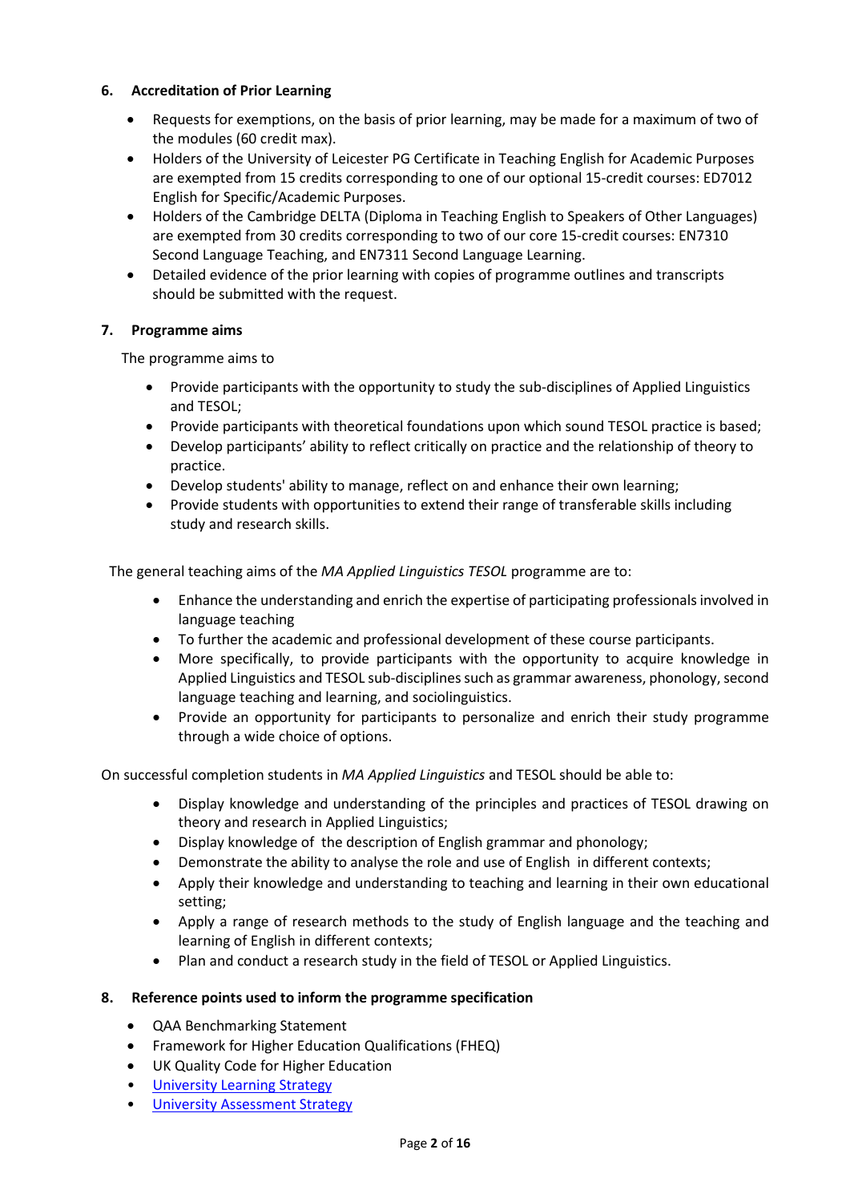### 6. Accreditation of Prior Learning

- Requests for exemptions, on the basis of prior learning, may be made for a maximum of two of the modules (60 credit max).
- Holders of the University of Leicester PG Certificate in Teaching English for Academic Purposes are exempted from 15 credits corresponding to one of our optional 15-credit courses: ED7012 English for Specific/Academic Purposes.
- Holders of the Cambridge DELTA (Diploma in Teaching English to Speakers of Other Languages) are exempted from 30 credits corresponding to two of our core 15-credit courses: EN7310 Second Language Teaching, and EN7311 Second Language Learning.
- Detailed evidence of the prior learning with copies of programme outlines and transcripts should be submitted with the request.

### 7. Programme aims

The programme aims to

- Provide participants with the opportunity to study the sub-disciplines of Applied Linguistics and TESOL;
- Provide participants with theoretical foundations upon which sound TESOL practice is based;
- Develop participants' ability to reflect critically on practice and the relationship of theory to practice.
- Develop students' ability to manage, reflect on and enhance their own learning;
- Provide students with opportunities to extend their range of transferable skills including study and research skills.

The general teaching aims of the *MA Applied Linguistics TESOL* programme are to:

- Enhance the understanding and enrich the expertise of participating professionals involved in language teaching
- To further the academic and professional development of these course participants.
- More specifically, to provide participants with the opportunity to acquire knowledge in Applied Linguistics and TESOL sub-disciplines such as grammar awareness, phonology, second language teaching and learning, and sociolinguistics.
- Provide an opportunity for participants to personalize and enrich their study programme through a wide choice of options.

On successful completion students in *MA Applied Linguistics* and TESOL should be able to:

- Display knowledge and understanding of the principles and practices of TESOL drawing on theory and research in Applied Linguistics;
- Display knowledge of the description of English grammar and phonology;
- Demonstrate the ability to analyse the role and use of English in different contexts;
- Apply their knowledge and understanding to teaching and learning in their own educational setting;
- Apply a range of research methods to the study of English language and the teaching and learning of English in different contexts;
- Plan and conduct a research study in the field of TESOL or Applied Linguistics.

### 8. Reference points used to inform the programme specification

- QAA Benchmarking Statement
- Framework for Higher Education Qualifications (FHEQ)
- UK Quality Code for Higher Education
- University Learning Strategy
- University Assessment Strategy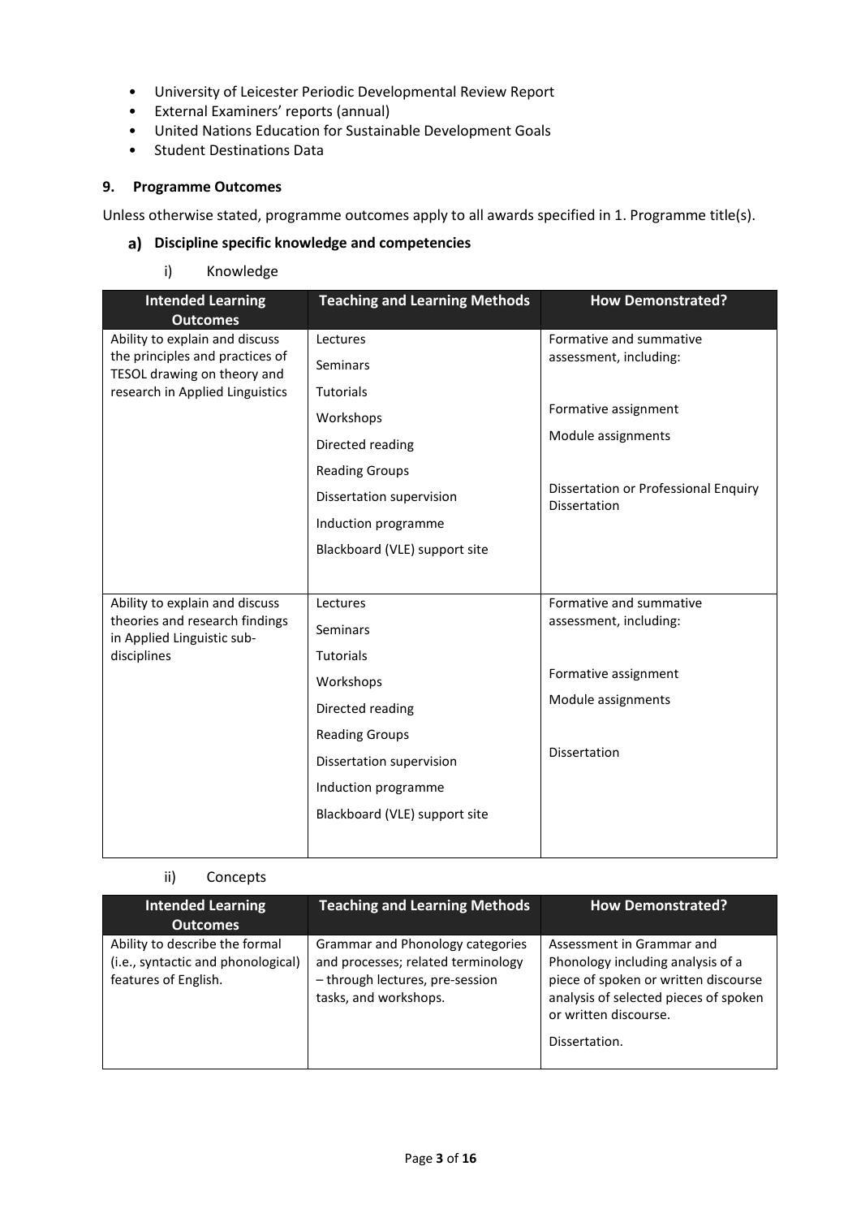- University of Leicester Periodic Developmental Review Report
- External Examiners' reports (annual)
- United Nations Education for Sustainable Development Goals
- Student Destinations Data

## 9. Programme Outcomes

Unless otherwise stated, programme outcomes apply to all awards specified in 1. Programme title(s).

### a) Discipline specific knowledge and competencies

#### i) Knowledge

| Intended Learning Outcomes | Teaching and Learning Methods | How Demonstrated? |
|---|---|---|
| Ability to explain and discuss the principles and practices of TESOL drawing on theory and research in Applied Linguistics | Lectures<br>Seminars<br>Tutorials<br>Workshops<br>Directed reading<br>Reading Groups<br>Dissertation supervision<br>Induction programme<br>Blackboard (VLE) support site | Formative and summative assessment, including:<br><br>Formative assignment<br>Module assignments<br><br>Dissertation or Professional Enquiry Dissertation |
| Ability to explain and discuss theories and research findings in Applied Linguistic sub-disciplines | Lectures<br>Seminars<br>Tutorials<br>Workshops<br>Directed reading<br>Reading Groups<br>Dissertation supervision<br>Induction programme<br>Blackboard (VLE) support site | Formative and summative assessment, including:<br><br>Formative assignment<br>Module assignments<br><br>Dissertation |

#### ii) Concepts

| Intended Learning Outcomes | Teaching and Learning Methods | How Demonstrated? |
|---|---|---|
| Ability to describe the formal (i.e., syntactic and phonological) features of English. | Grammar and Phonology categories and processes; related terminology – through lectures, pre-session tasks, and workshops. | Assessment in Grammar and Phonology including analysis of a piece of spoken or written discourse analysis of selected pieces of spoken or written discourse.<br><br>Dissertation. |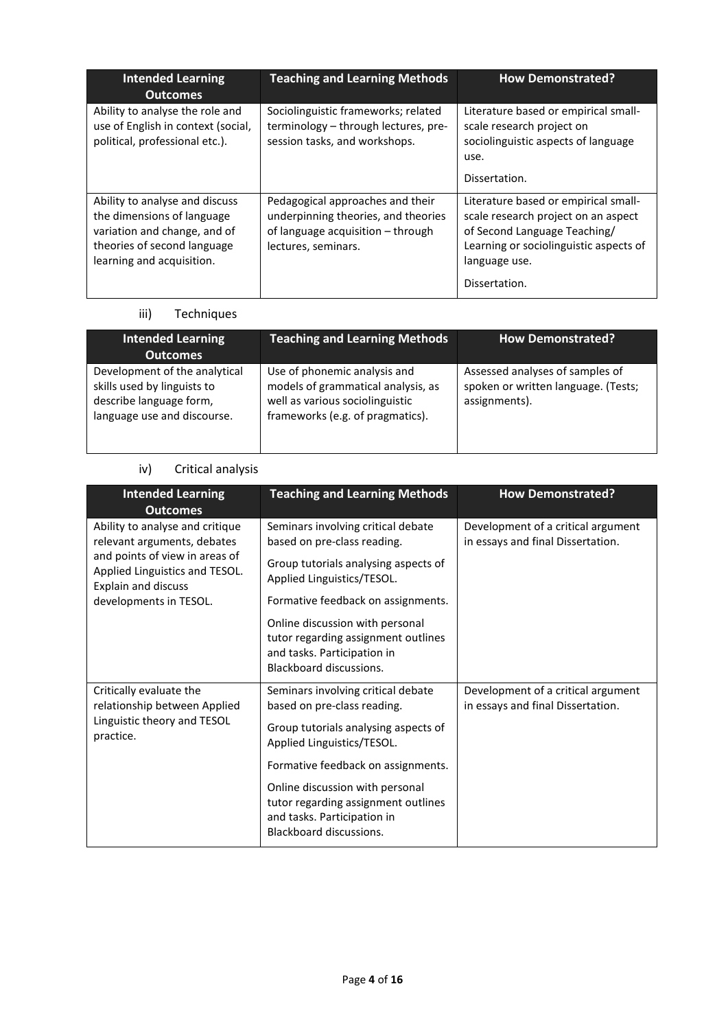| Intended Learning Outcomes | Teaching and Learning Methods | How Demonstrated? |
|---|---|---|
| Ability to analyse the role and use of English in context (social, political, professional etc.). | Sociolinguistic frameworks; related terminology – through lectures, pre-session tasks, and workshops. | Literature based or empirical small-scale research project on sociolinguistic aspects of language use.<br><br>Dissertation. |
| Ability to analyse and discuss the dimensions of language variation and change, and of theories of second language learning and acquisition. | Pedagogical approaches and their underpinning theories, and theories of language acquisition – through lectures, seminars. | Literature based or empirical small-scale research project on an aspect of Second Language Teaching/ Learning or sociolinguistic aspects of language use.<br><br>Dissertation. |

iii) Techniques

| Intended Learning Outcomes | Teaching and Learning Methods | How Demonstrated? |
|---|---|---|
| Development of the analytical skills used by linguists to describe language form, language use and discourse. | Use of phonemic analysis and models of grammatical analysis, as well as various sociolinguistic frameworks (e.g. of pragmatics). | Assessed analyses of samples of spoken or written language. (Tests; assignments). |

iv) Critical analysis

| Intended Learning Outcomes | Teaching and Learning Methods | How Demonstrated? |
|---|---|---|
| Ability to analyse and critique relevant arguments, debates and points of view in areas of Applied Linguistics and TESOL. Explain and discuss developments in TESOL. | Seminars involving critical debate based on pre-class reading.<br><br>Group tutorials analysing aspects of Applied Linguistics/TESOL.<br><br>Formative feedback on assignments.<br><br>Online discussion with personal tutor regarding assignment outlines and tasks. Participation in Blackboard discussions. | Development of a critical argument in essays and final Dissertation. |
| Critically evaluate the relationship between Applied Linguistic theory and TESOL practice. | Seminars involving critical debate based on pre-class reading.<br><br>Group tutorials analysing aspects of Applied Linguistics/TESOL.<br><br>Formative feedback on assignments.<br><br>Online discussion with personal tutor regarding assignment outlines and tasks. Participation in Blackboard discussions. | Development of a critical argument in essays and final Dissertation. |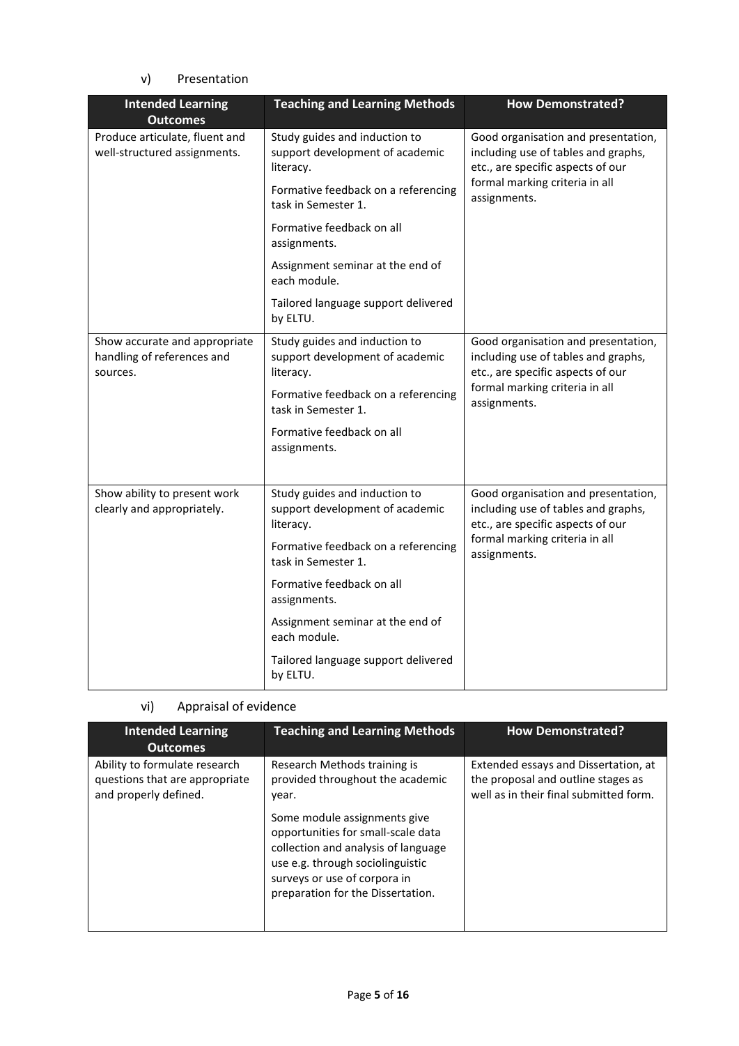v) Presentation

| Intended Learning Outcomes | Teaching and Learning Methods | How Demonstrated? |
|---|---|---|
| Produce articulate, fluent and well-structured assignments. | Study guides and induction to support development of academic literacy.<br><br>Formative feedback on a referencing task in Semester 1.<br><br>Formative feedback on all assignments.<br><br>Assignment seminar at the end of each module.<br><br>Tailored language support delivered by ELTU. | Good organisation and presentation, including use of tables and graphs, etc., are specific aspects of our formal marking criteria in all assignments. |
| Show accurate and appropriate handling of references and sources. | Study guides and induction to support development of academic literacy.<br><br>Formative feedback on a referencing task in Semester 1.<br><br>Formative feedback on all assignments. | Good organisation and presentation, including use of tables and graphs, etc., are specific aspects of our formal marking criteria in all assignments. |
| Show ability to present work clearly and appropriately. | Study guides and induction to support development of academic literacy.<br><br>Formative feedback on a referencing task in Semester 1.<br><br>Formative feedback on all assignments.<br><br>Assignment seminar at the end of each module.<br><br>Tailored language support delivered by ELTU. | Good organisation and presentation, including use of tables and graphs, etc., are specific aspects of our formal marking criteria in all assignments. |

vi) Appraisal of evidence

| Intended Learning Outcomes | Teaching and Learning Methods | How Demonstrated? |
|---|---|---|
| Ability to formulate research questions that are appropriate and properly defined. | Research Methods training is provided throughout the academic year.<br><br>Some module assignments give opportunities for small-scale data collection and analysis of language use e.g. through sociolinguistic surveys or use of corpora in preparation for the Dissertation. | Extended essays and Dissertation, at the proposal and outline stages as well as in their final submitted form. |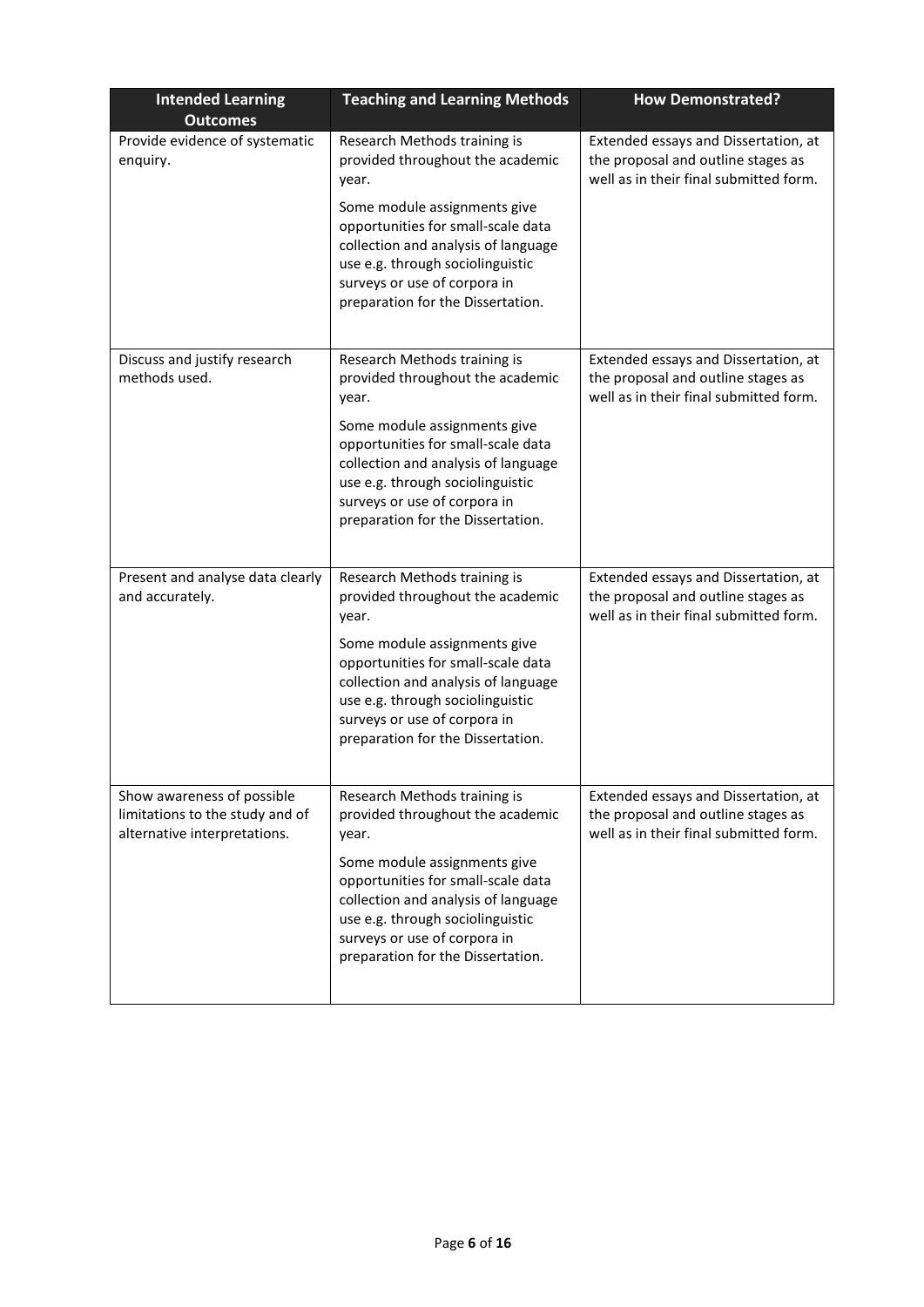| Intended Learning Outcomes | Teaching and Learning Methods | How Demonstrated? |
|---|---|---|
| Provide evidence of systematic enquiry. | Research Methods training is provided throughout the academic year.<br><br>Some module assignments give opportunities for small-scale data collection and analysis of language use e.g. through sociolinguistic surveys or use of corpora in preparation for the Dissertation. | Extended essays and Dissertation, at the proposal and outline stages as well as in their final submitted form. |
| Discuss and justify research methods used. | Research Methods training is provided throughout the academic year.<br><br>Some module assignments give opportunities for small-scale data collection and analysis of language use e.g. through sociolinguistic surveys or use of corpora in preparation for the Dissertation. | Extended essays and Dissertation, at the proposal and outline stages as well as in their final submitted form. |
| Present and analyse data clearly and accurately. | Research Methods training is provided throughout the academic year.<br><br>Some module assignments give opportunities for small-scale data collection and analysis of language use e.g. through sociolinguistic surveys or use of corpora in preparation for the Dissertation. | Extended essays and Dissertation, at the proposal and outline stages as well as in their final submitted form. |
| Show awareness of possible limitations to the study and of alternative interpretations. | Research Methods training is provided throughout the academic year.<br><br>Some module assignments give opportunities for small-scale data collection and analysis of language use e.g. through sociolinguistic surveys or use of corpora in preparation for the Dissertation. | Extended essays and Dissertation, at the proposal and outline stages as well as in their final submitted form. |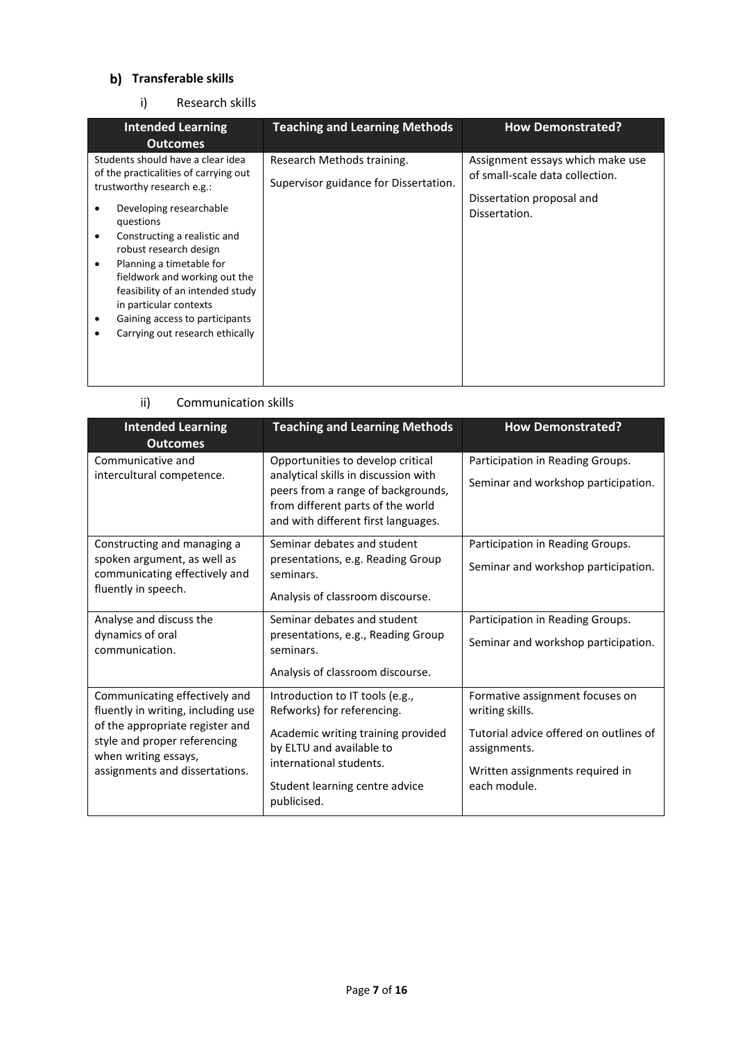## b) Transferable skills

### i) Research skills

| Intended Learning Outcomes | Teaching and Learning Methods | How Demonstrated? |
|---|---|---|
| Students should have a clear idea of the practicalities of carrying out trustworthy research e.g.:<br>• Developing researchable questions<br>• Constructing a realistic and robust research design<br>• Planning a timetable for fieldwork and working out the feasibility of an intended study in particular contexts<br>• Gaining access to participants<br>• Carrying out research ethically | Research Methods training.<br><br>Supervisor guidance for Dissertation. | Assignment essays which make use of small-scale data collection.<br><br>Dissertation proposal and Dissertation. |

### ii) Communication skills

| Intended Learning Outcomes | Teaching and Learning Methods | How Demonstrated? |
|---|---|---|
| Communicative and intercultural competence. | Opportunities to develop critical analytical skills in discussion with peers from a range of backgrounds, from different parts of the world and with different first languages. | Participation in Reading Groups.<br><br>Seminar and workshop participation. |
| Constructing and managing a spoken argument, as well as communicating effectively and fluently in speech. | Seminar debates and student presentations, e.g. Reading Group seminars.<br><br>Analysis of classroom discourse. | Participation in Reading Groups.<br><br>Seminar and workshop participation. |
| Analyse and discuss the dynamics of oral communication. | Seminar debates and student presentations, e.g., Reading Group seminars.<br><br>Analysis of classroom discourse. | Participation in Reading Groups.<br><br>Seminar and workshop participation. |
| Communicating effectively and fluently in writing, including use of the appropriate register and style and proper referencing when writing essays, assignments and dissertations. | Introduction to IT tools (e.g., Refworks) for referencing.<br><br>Academic writing training provided by ELTU and available to international students.<br><br>Student learning centre advice publicised. | Formative assignment focuses on writing skills.<br><br>Tutorial advice offered on outlines of assignments.<br><br>Written assignments required in each module. |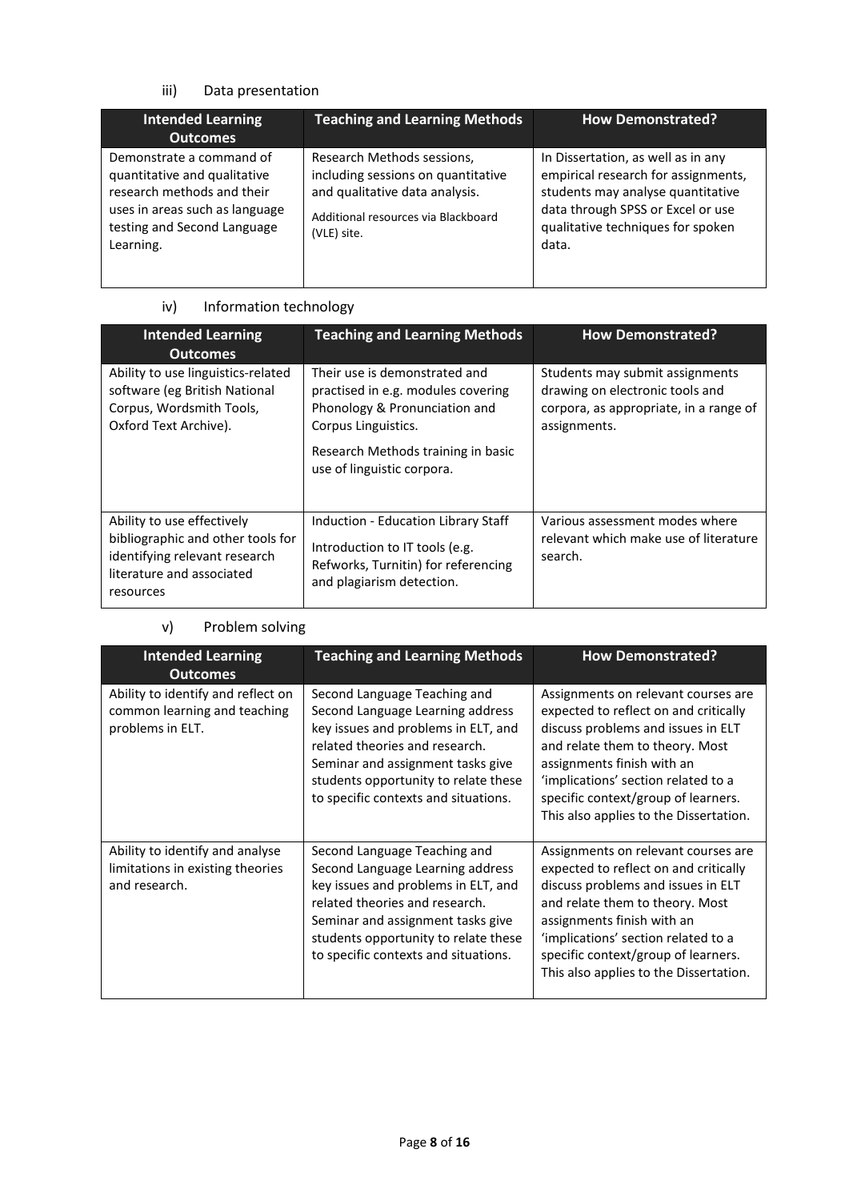iii) Data presentation

| Intended Learning Outcomes | Teaching and Learning Methods | How Demonstrated? |
|---|---|---|
| Demonstrate a command of quantitative and qualitative research methods and their uses in areas such as language testing and Second Language Learning. | Research Methods sessions, including sessions on quantitative and qualitative data analysis.<br><br>Additional resources via Blackboard (VLE) site. | In Dissertation, as well as in any empirical research for assignments, students may analyse quantitative data through SPSS or Excel or use qualitative techniques for spoken data. |

iv) Information technology

| Intended Learning Outcomes | Teaching and Learning Methods | How Demonstrated? |
|---|---|---|
| Ability to use linguistics-related software (eg British National Corpus, Wordsmith Tools, Oxford Text Archive). | Their use is demonstrated and practised in e.g. modules covering Phonology & Pronunciation and Corpus Linguistics.<br><br>Research Methods training in basic use of linguistic corpora. | Students may submit assignments drawing on electronic tools and corpora, as appropriate, in a range of assignments. |
| Ability to use effectively bibliographic and other tools for identifying relevant research literature and associated resources | Induction - Education Library Staff<br><br>Introduction to IT tools (e.g. Refworks, Turnitin) for referencing and plagiarism detection. | Various assessment modes where relevant which make use of literature search. |

v) Problem solving

| Intended Learning Outcomes | Teaching and Learning Methods | How Demonstrated? |
|---|---|---|
| Ability to identify and reflect on common learning and teaching problems in ELT. | Second Language Teaching and Second Language Learning address key issues and problems in ELT, and related theories and research. Seminar and assignment tasks give students opportunity to relate these to specific contexts and situations. | Assignments on relevant courses are expected to reflect on and critically discuss problems and issues in ELT and relate them to theory. Most assignments finish with an 'implications' section related to a specific context/group of learners. This also applies to the Dissertation. |
| Ability to identify and analyse limitations in existing theories and research. | Second Language Teaching and Second Language Learning address key issues and problems in ELT, and related theories and research. Seminar and assignment tasks give students opportunity to relate these to specific contexts and situations. | Assignments on relevant courses are expected to reflect on and critically discuss problems and issues in ELT and relate them to theory. Most assignments finish with an 'implications' section related to a specific context/group of learners. This also applies to the Dissertation. |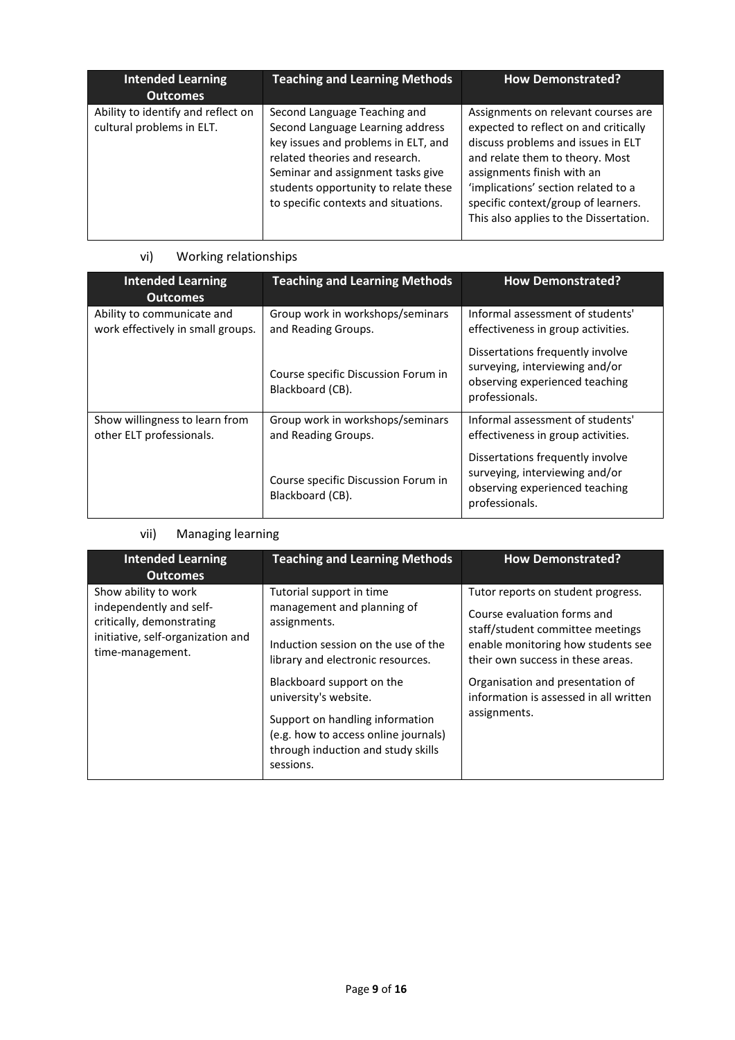| Intended Learning Outcomes | Teaching and Learning Methods | How Demonstrated? |
| --- | --- | --- |
| Ability to identify and reflect on cultural problems in ELT. | Second Language Teaching and Second Language Learning address key issues and problems in ELT, and related theories and research. Seminar and assignment tasks give students opportunity to relate these to specific contexts and situations. | Assignments on relevant courses are expected to reflect on and critically discuss problems and issues in ELT and relate them to theory. Most assignments finish with an 'implications' section related to a specific context/group of learners. This also applies to the Dissertation. |

vi) Working relationships

| Intended Learning Outcomes | Teaching and Learning Methods | How Demonstrated? |
| --- | --- | --- |
| Ability to communicate and work effectively in small groups. | Group work in workshops/seminars and Reading Groups.<br><br>Course specific Discussion Forum in Blackboard (CB). | Informal assessment of students' effectiveness in group activities.<br><br>Dissertations frequently involve surveying, interviewing and/or observing experienced teaching professionals. |
| Show willingness to learn from other ELT professionals. | Group work in workshops/seminars and Reading Groups.<br><br>Course specific Discussion Forum in Blackboard (CB). | Informal assessment of students' effectiveness in group activities.<br><br>Dissertations frequently involve surveying, interviewing and/or observing experienced teaching professionals. |

vii) Managing learning

| Intended Learning Outcomes | Teaching and Learning Methods | How Demonstrated? |
| --- | --- | --- |
| Show ability to work independently and self-critically, demonstrating initiative, self-organization and time-management. | Tutorial support in time management and planning of assignments.<br><br>Induction session on the use of the library and electronic resources.<br><br>Blackboard support on the university's website.<br><br>Support on handling information (e.g. how to access online journals) through induction and study skills sessions. | Tutor reports on student progress.<br><br>Course evaluation forms and staff/student committee meetings enable monitoring how students see their own success in these areas.<br><br>Organisation and presentation of information is assessed in all written assignments. |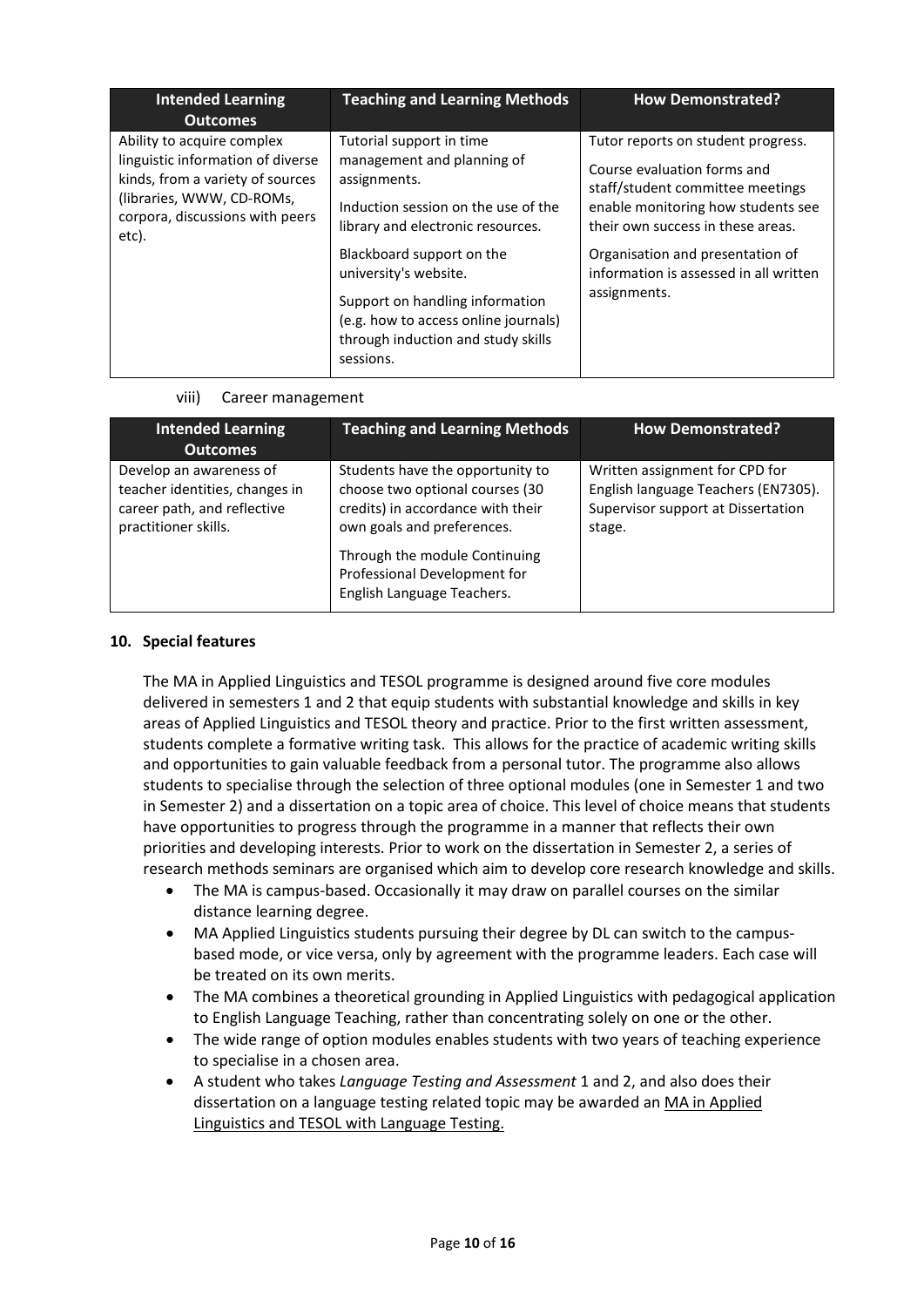| Intended Learning Outcomes | Teaching and Learning Methods | How Demonstrated? |
|---|---|---|
| Ability to acquire complex linguistic information of diverse kinds, from a variety of sources (libraries, WWW, CD-ROMs, corpora, discussions with peers etc). | Tutorial support in time management and planning of assignments.<br><br>Induction session on the use of the library and electronic resources.<br><br>Blackboard support on the university's website.<br><br>Support on handling information (e.g. how to access online journals) through induction and study skills sessions. | Tutor reports on student progress.<br><br>Course evaluation forms and staff/student committee meetings enable monitoring how students see their own success in these areas.<br><br>Organisation and presentation of information is assessed in all written assignments. |

viii) Career management

| Intended Learning Outcomes | Teaching and Learning Methods | How Demonstrated? |
|---|---|---|
| Develop an awareness of teacher identities, changes in career path, and reflective practitioner skills. | Students have the opportunity to choose two optional courses (30 credits) in accordance with their own goals and preferences.<br><br>Through the module Continuing Professional Development for English Language Teachers. | Written assignment for CPD for English language Teachers (EN7305).<br>Supervisor support at Dissertation stage. |

## 10. Special features

The MA in Applied Linguistics and TESOL programme is designed around five core modules delivered in semesters 1 and 2 that equip students with substantial knowledge and skills in key areas of Applied Linguistics and TESOL theory and practice. Prior to the first written assessment, students complete a formative writing task. This allows for the practice of academic writing skills and opportunities to gain valuable feedback from a personal tutor. The programme also allows students to specialise through the selection of three optional modules (one in Semester 1 and two in Semester 2) and a dissertation on a topic area of choice. This level of choice means that students have opportunities to progress through the programme in a manner that reflects their own priorities and developing interests. Prior to work on the dissertation in Semester 2, a series of research methods seminars are organised which aim to develop core research knowledge and skills.

- The MA is campus-based. Occasionally it may draw on parallel courses on the similar distance learning degree.
- MA Applied Linguistics students pursuing their degree by DL can switch to the campus-based mode, or vice versa, only by agreement with the programme leaders. Each case will be treated on its own merits.
- The MA combines a theoretical grounding in Applied Linguistics with pedagogical application to English Language Teaching, rather than concentrating solely on one or the other.
- The wide range of option modules enables students with two years of teaching experience to specialise in a chosen area.
- A student who takes *Language Testing and Assessment* 1 and 2, and also does their dissertation on a language testing related topic may be awarded an MA in Applied Linguistics and TESOL with Language Testing.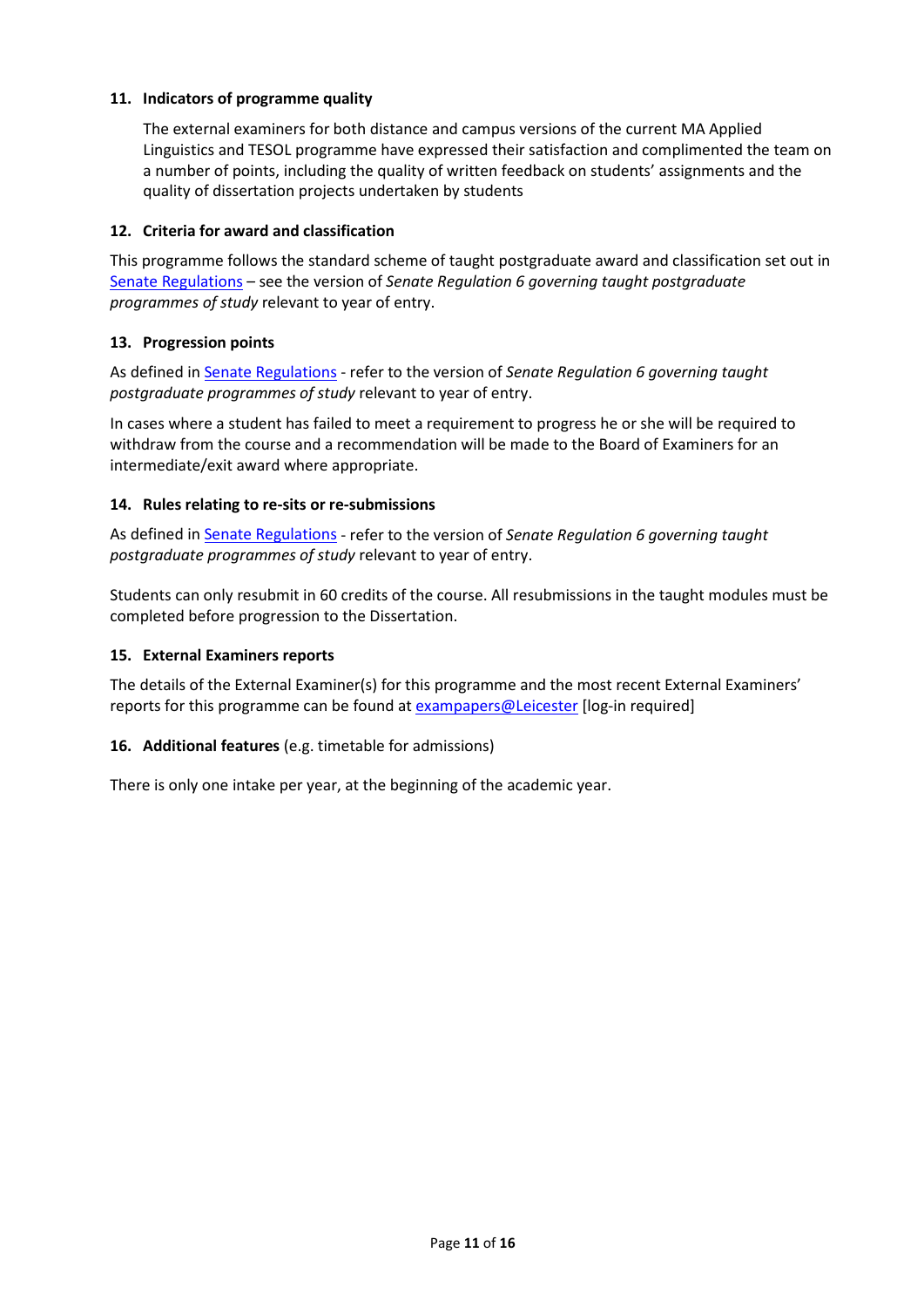### 11. Indicators of programme quality

The external examiners for both distance and campus versions of the current MA Applied Linguistics and TESOL programme have expressed their satisfaction and complimented the team on a number of points, including the quality of written feedback on students' assignments and the quality of dissertation projects undertaken by students

### 12. Criteria for award and classification

This programme follows the standard scheme of taught postgraduate award and classification set out in Senate Regulations – see the version of *Senate Regulation 6 governing taught postgraduate programmes of study* relevant to year of entry.

### 13. Progression points

As defined in Senate Regulations - refer to the version of *Senate Regulation 6 governing taught postgraduate programmes of study* relevant to year of entry.

In cases where a student has failed to meet a requirement to progress he or she will be required to withdraw from the course and a recommendation will be made to the Board of Examiners for an intermediate/exit award where appropriate.

### 14. Rules relating to re-sits or re-submissions

As defined in Senate Regulations - refer to the version of *Senate Regulation 6 governing taught postgraduate programmes of study* relevant to year of entry.

Students can only resubmit in 60 credits of the course. All resubmissions in the taught modules must be completed before progression to the Dissertation.

### 15. External Examiners reports

The details of the External Examiner(s) for this programme and the most recent External Examiners' reports for this programme can be found at exampapers@Leicester [log-in required]

### 16. Additional features (e.g. timetable for admissions)

There is only one intake per year, at the beginning of the academic year.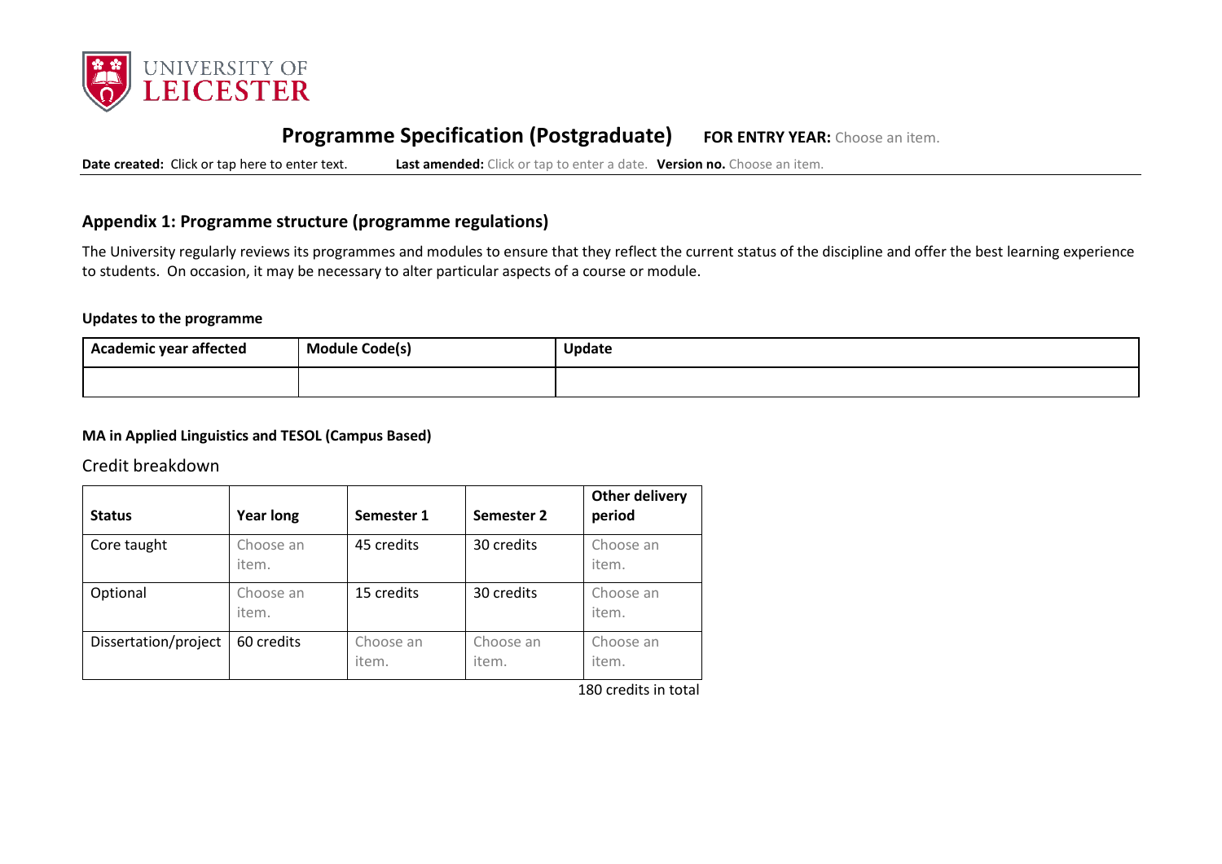## Programme Specification (Postgraduate) **FOR ENTRY YEAR:** Choose an item.

**Date created:** Click or tap here to enter text. **Last amended:** Click or tap to enter a date. **Version no.** Choose an item.

### Appendix 1: Programme structure (programme regulations)

The University regularly reviews its programmes and modules to ensure that they reflect the current status of the discipline and offer the best learning experience to students. On occasion, it may be necessary to alter particular aspects of a course or module.

**Updates to the programme**

| Academic year affected | Module Code(s) | Update |
|---|---|---|
| | | |

**MA in Applied Linguistics and TESOL (Campus Based)**

Credit breakdown

| Status | Year long | Semester 1 | Semester 2 | Other delivery period |
|---|---|---|---|---|
| Core taught | Choose an item. | 45 credits | 30 credits | Choose an item. |
| Optional | Choose an item. | 15 credits | 30 credits | Choose an item. |
| Dissertation/project | 60 credits | Choose an item. | Choose an item. | Choose an item. |

180 credits in total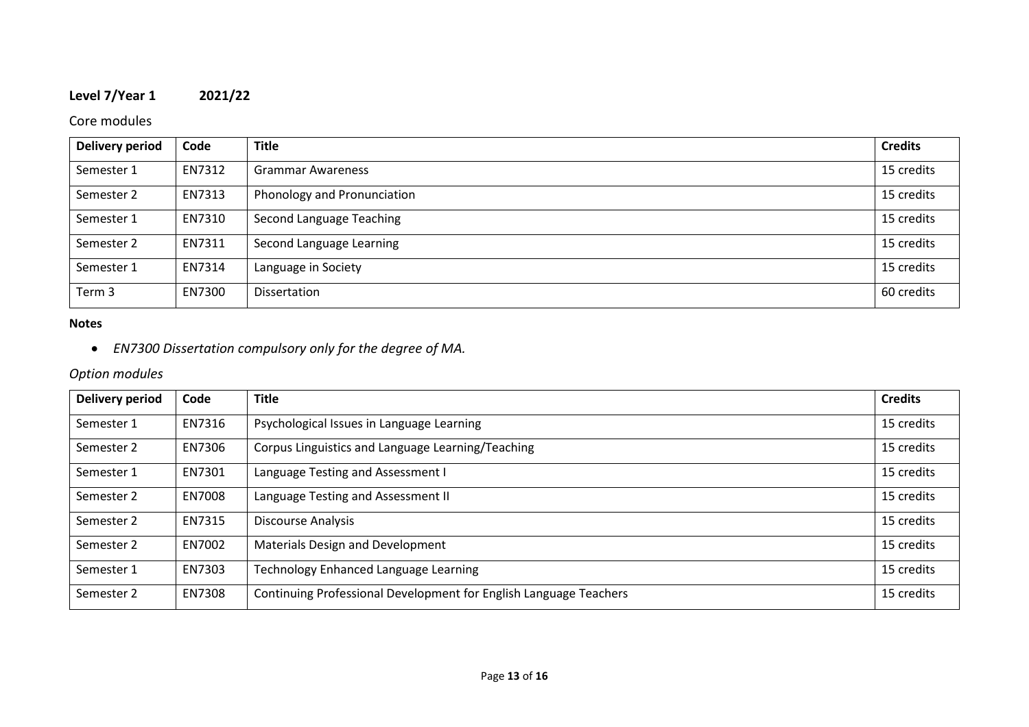**Level 7/Year 1 2021/22**

Core modules

| Delivery period | Code | Title | Credits |
|---|---|---|---|
| Semester 1 | EN7312 | Grammar Awareness | 15 credits |
| Semester 2 | EN7313 | Phonology and Pronunciation | 15 credits |
| Semester 1 | EN7310 | Second Language Teaching | 15 credits |
| Semester 2 | EN7311 | Second Language Learning | 15 credits |
| Semester 1 | EN7314 | Language in Society | 15 credits |
| Term 3 | EN7300 | Dissertation | 60 credits |

**Notes**

- *EN7300 Dissertation compulsory only for the degree of MA.*

*Option modules*

| Delivery period | Code | Title | Credits |
|---|---|---|---|
| Semester 1 | EN7316 | Psychological Issues in Language Learning | 15 credits |
| Semester 2 | EN7306 | Corpus Linguistics and Language Learning/Teaching | 15 credits |
| Semester 1 | EN7301 | Language Testing and Assessment I | 15 credits |
| Semester 2 | EN7008 | Language Testing and Assessment II | 15 credits |
| Semester 2 | EN7315 | Discourse Analysis | 15 credits |
| Semester 2 | EN7002 | Materials Design and Development | 15 credits |
| Semester 1 | EN7303 | Technology Enhanced Language Learning | 15 credits |
| Semester 2 | EN7308 | Continuing Professional Development for English Language Teachers | 15 credits |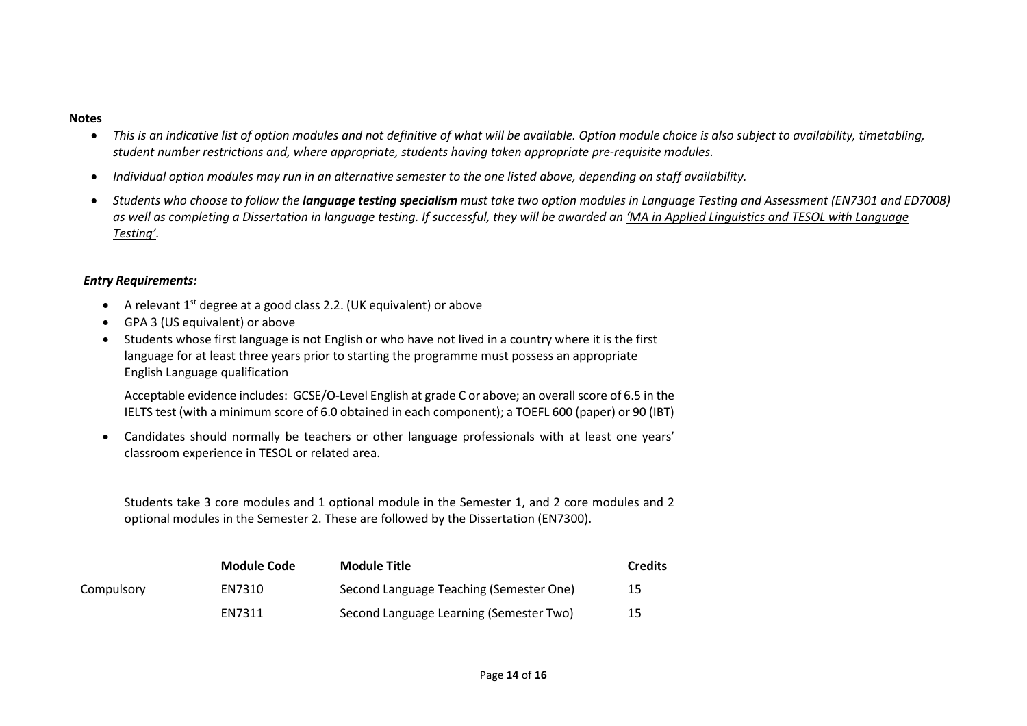**Notes**

- *This is an indicative list of option modules and not definitive of what will be available. Option module choice is also subject to availability, timetabling, student number restrictions and, where appropriate, students having taken appropriate pre-requisite modules.*
- *Individual option modules may run in an alternative semester to the one listed above, depending on staff availability.*
- *Students who choose to follow the* ***language testing specialism*** *must take two option modules in Language Testing and Assessment (EN7301 and ED7008) as well as completing a Dissertation in language testing. If successful, they will be awarded an 'MA in Applied Linguistics and TESOL with Language Testing'.*

***Entry Requirements:***

- A relevant 1st degree at a good class 2.2. (UK equivalent) or above
- GPA 3 (US equivalent) or above
- Students whose first language is not English or who have not lived in a country where it is the first language for at least three years prior to starting the programme must possess an appropriate English Language qualification

  Acceptable evidence includes: GCSE/O-Level English at grade C or above; an overall score of 6.5 in the IELTS test (with a minimum score of 6.0 obtained in each component); a TOEFL 600 (paper) or 90 (IBT)

- Candidates should normally be teachers or other language professionals with at least one years' classroom experience in TESOL or related area.

Students take 3 core modules and 1 optional module in the Semester 1, and 2 core modules and 2 optional modules in the Semester 2. These are followed by the Dissertation (EN7300).

| | **Module Code** | **Module Title** | **Credits** |
|---|---|---|---|
| Compulsory | EN7310 | Second Language Teaching (Semester One) | 15 |
| | EN7311 | Second Language Learning (Semester Two) | 15 |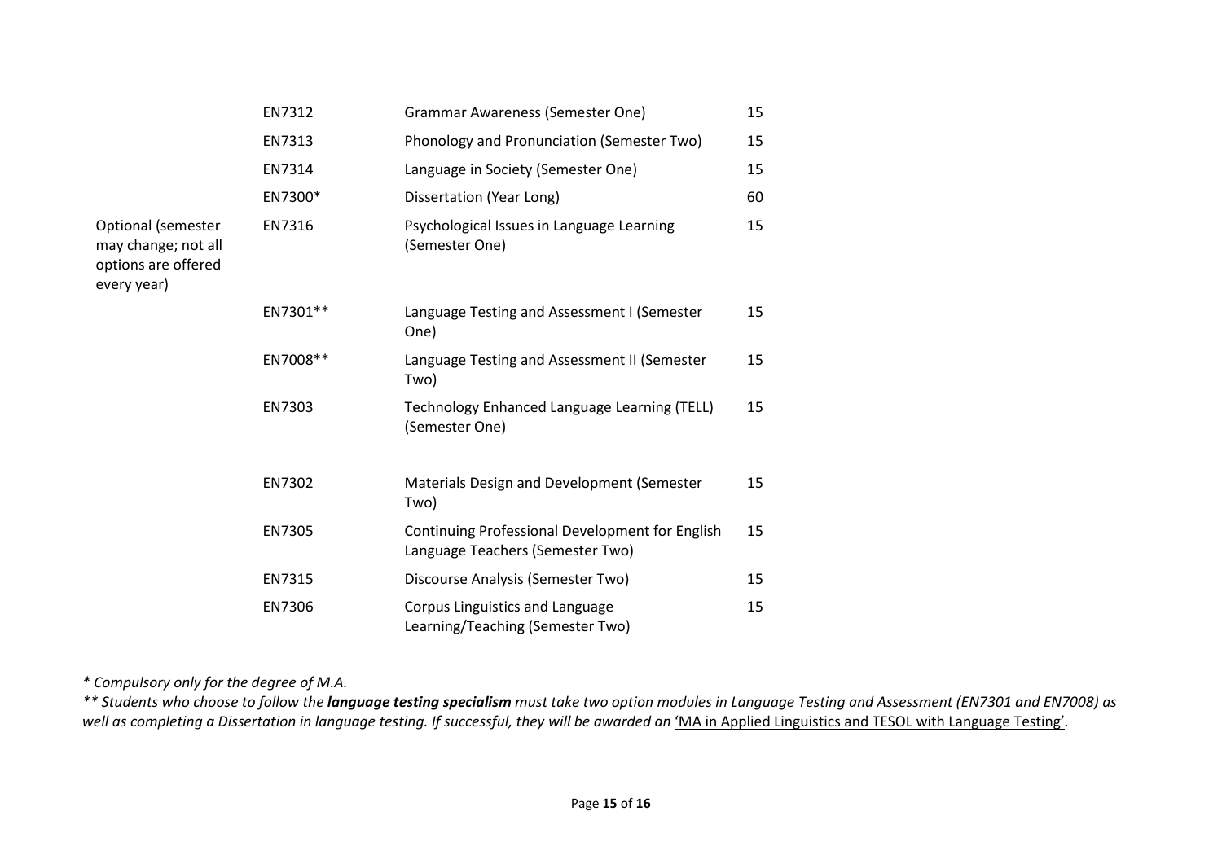| | | | |
|---|---|---|---|
| | EN7312 | Grammar Awareness (Semester One) | 15 |
| | EN7313 | Phonology and Pronunciation (Semester Two) | 15 |
| | EN7314 | Language in Society (Semester One) | 15 |
| | EN7300* | Dissertation (Year Long) | 60 |
| Optional (semester may change; not all options are offered every year) | EN7316 | Psychological Issues in Language Learning (Semester One) | 15 |
| | EN7301** | Language Testing and Assessment I (Semester One) | 15 |
| | EN7008** | Language Testing and Assessment II (Semester Two) | 15 |
| | EN7303 | Technology Enhanced Language Learning (TELL) (Semester One) | 15 |
| | EN7302 | Materials Design and Development (Semester Two) | 15 |
| | EN7305 | Continuing Professional Development for English Language Teachers (Semester Two) | 15 |
| | EN7315 | Discourse Analysis (Semester Two) | 15 |
| | EN7306 | Corpus Linguistics and Language Learning/Teaching (Semester Two) | 15 |

*\* Compulsory only for the degree of M.A.*

*\*\* Students who choose to follow the **language testing specialism** must take two option modules in Language Testing and Assessment (EN7301 and EN7008) as well as completing a Dissertation in language testing. If successful, they will be awarded an* 'MA in Applied Linguistics and TESOL with Language Testing'.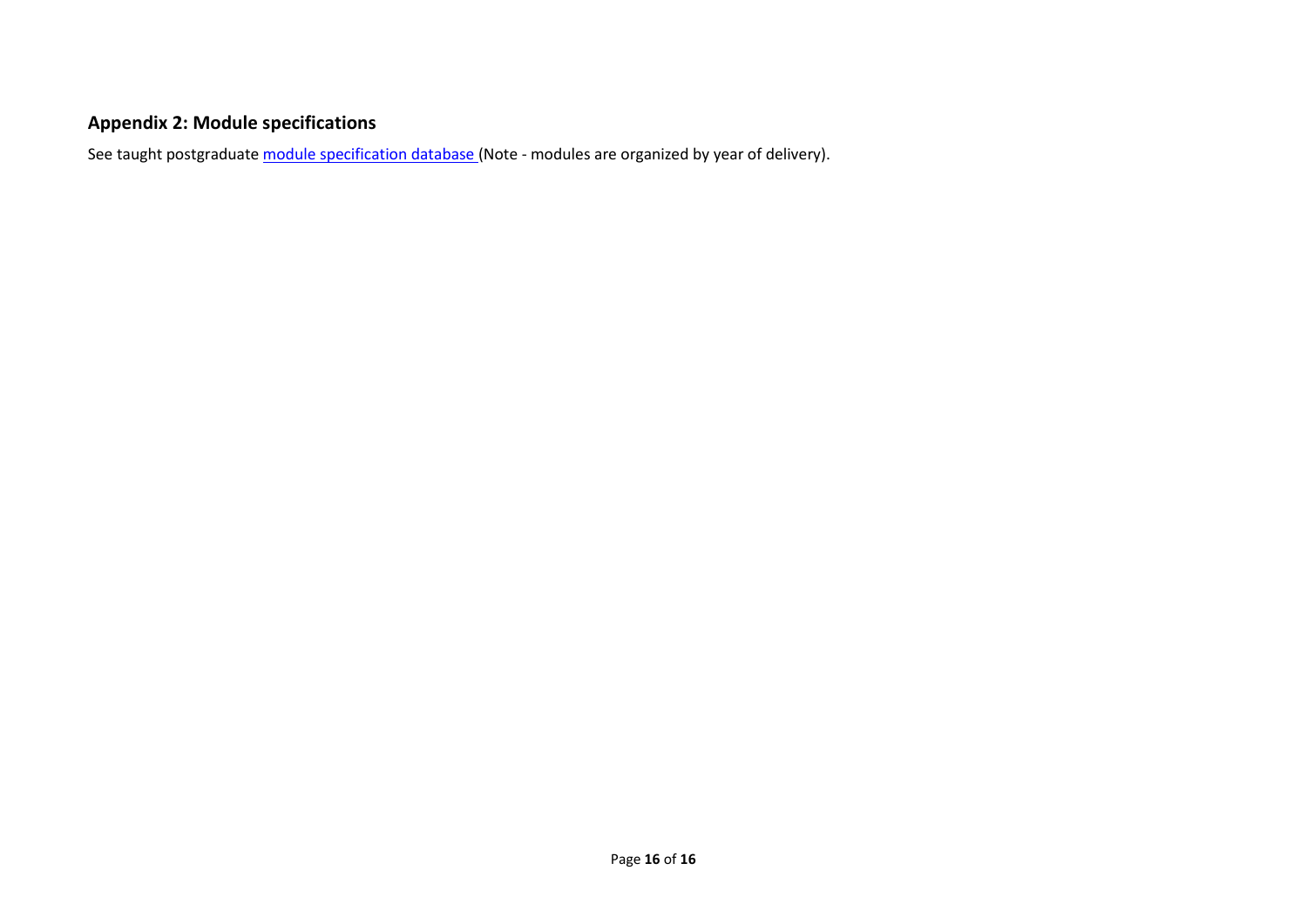## Appendix 2: Module specifications

See taught postgraduate module specification database (Note - modules are organized by year of delivery).